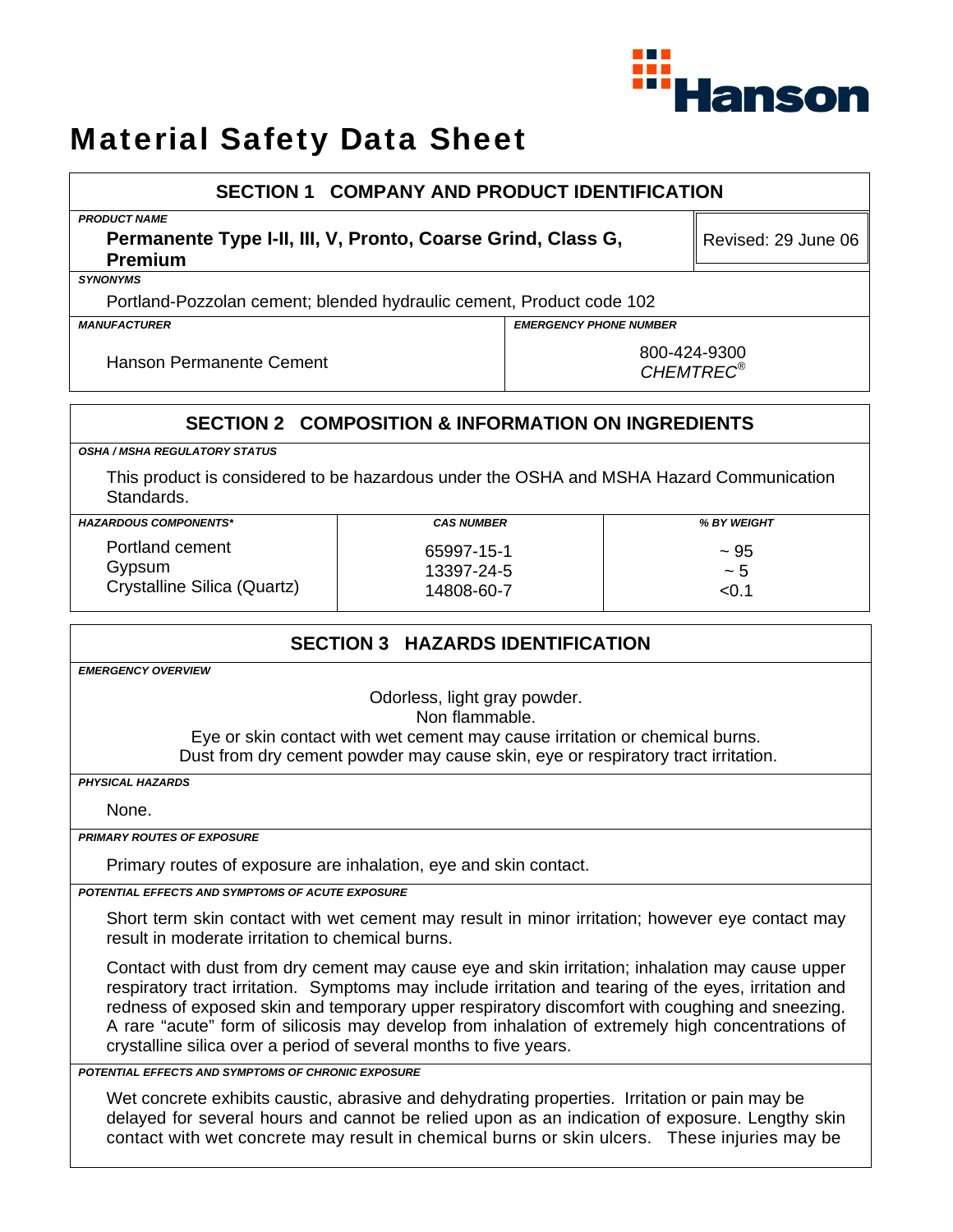Hanson

# Material Safety Data Sheet

## SECTION 1 COMPANY AND PRODUCT IDENTIFICATION

***PRODUCT NAME***

**Permanente Type I-II, III, V, Pronto, Coarse Grind, Class G, Premium**

Revised: 29 June 06

***SYNONYMS***

Portland-Pozzolan cement; blended hydraulic cement, Product code 102

| ***MANUFACTURER*** | ***EMERGENCY PHONE NUMBER*** |
|---|---|
| Hanson Permanente Cement | 800-424-9300 *CHEMTREC®* |

## SECTION 2 COMPOSITION & INFORMATION ON INGREDIENTS

***OSHA / MSHA REGULATORY STATUS***

This product is considered to be hazardous under the OSHA and MSHA Hazard Communication Standards.

| ***HAZARDOUS COMPONENTS**** | ***CAS NUMBER*** | ***% BY WEIGHT*** |
|---|---|---|
| Portland cement | 65997-15-1 | ~ 95 |
| Gypsum | 13397-24-5 | ~ 5 |
| Crystalline Silica (Quartz) | 14808-60-7 | <0.1 |

## SECTION 3 HAZARDS IDENTIFICATION

***EMERGENCY OVERVIEW***

Odorless, light gray powder.
Non flammable.
Eye or skin contact with wet cement may cause irritation or chemical burns.
Dust from dry cement powder may cause skin, eye or respiratory tract irritation.

***PHYSICAL HAZARDS***

None.

***PRIMARY ROUTES OF EXPOSURE***

Primary routes of exposure are inhalation, eye and skin contact.

***POTENTIAL EFFECTS AND SYMPTOMS OF ACUTE EXPOSURE***

Short term skin contact with wet cement may result in minor irritation; however eye contact may result in moderate irritation to chemical burns.

Contact with dust from dry cement may cause eye and skin irritation; inhalation may cause upper respiratory tract irritation. Symptoms may include irritation and tearing of the eyes, irritation and redness of exposed skin and temporary upper respiratory discomfort with coughing and sneezing. A rare "acute" form of silicosis may develop from inhalation of extremely high concentrations of crystalline silica over a period of several months to five years.

***POTENTIAL EFFECTS AND SYMPTOMS OF CHRONIC EXPOSURE***

Wet concrete exhibits caustic, abrasive and dehydrating properties. Irritation or pain may be delayed for several hours and cannot be relied upon as an indication of exposure. Lengthy skin contact with wet concrete may result in chemical burns or skin ulcers. These injuries may be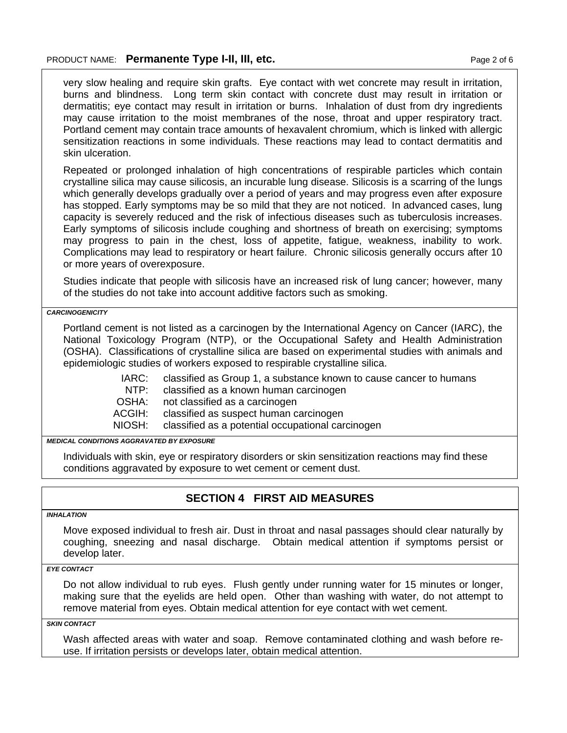very slow healing and require skin grafts. Eye contact with wet concrete may result in irritation, burns and blindness. Long term skin contact with concrete dust may result in irritation or dermatitis; eye contact may result in irritation or burns. Inhalation of dust from dry ingredients may cause irritation to the moist membranes of the nose, throat and upper respiratory tract. Portland cement may contain trace amounts of hexavalent chromium, which is linked with allergic sensitization reactions in some individuals. These reactions may lead to contact dermatitis and skin ulceration.

Repeated or prolonged inhalation of high concentrations of respirable particles which contain crystalline silica may cause silicosis, an incurable lung disease. Silicosis is a scarring of the lungs which generally develops gradually over a period of years and may progress even after exposure has stopped. Early symptoms may be so mild that they are not noticed. In advanced cases, lung capacity is severely reduced and the risk of infectious diseases such as tuberculosis increases. Early symptoms of silicosis include coughing and shortness of breath on exercising; symptoms may progress to pain in the chest, loss of appetite, fatigue, weakness, inability to work. Complications may lead to respiratory or heart failure. Chronic silicosis generally occurs after 10 or more years of overexposure.

Studies indicate that people with silicosis have an increased risk of lung cancer; however, many of the studies do not take into account additive factors such as smoking.

***CARCINOGENICITY***

Portland cement is not listed as a carcinogen by the International Agency on Cancer (IARC), the National Toxicology Program (NTP), or the Occupational Safety and Health Administration (OSHA). Classifications of crystalline silica are based on experimental studies with animals and epidemiologic studies of workers exposed to respirable crystalline silica.

- IARC: classified as Group 1, a substance known to cause cancer to humans
- NTP: classified as a known human carcinogen
- OSHA: not classified as a carcinogen
- ACGIH: classified as suspect human carcinogen
- NIOSH: classified as a potential occupational carcinogen

***MEDICAL CONDITIONS AGGRAVATED BY EXPOSURE***

Individuals with skin, eye or respiratory disorders or skin sensitization reactions may find these conditions aggravated by exposure to wet cement or cement dust.

## SECTION 4 FIRST AID MEASURES

***INHALATION***

Move exposed individual to fresh air. Dust in throat and nasal passages should clear naturally by coughing, sneezing and nasal discharge. Obtain medical attention if symptoms persist or develop later.

***EYE CONTACT***

Do not allow individual to rub eyes. Flush gently under running water for 15 minutes or longer, making sure that the eyelids are held open. Other than washing with water, do not attempt to remove material from eyes. Obtain medical attention for eye contact with wet cement.

***SKIN CONTACT***

Wash affected areas with water and soap. Remove contaminated clothing and wash before re-use. If irritation persists or develops later, obtain medical attention.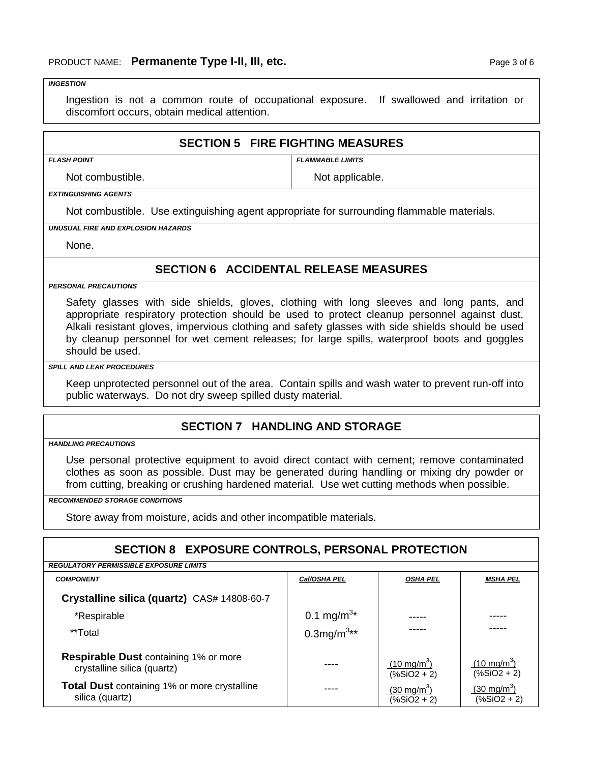***INGESTION***

Ingestion is not a common route of occupational exposure. If swallowed and irritation or discomfort occurs, obtain medical attention.

## SECTION 5 FIRE FIGHTING MEASURES

***FLASH POINT***

Not combustible.

***FLAMMABLE LIMITS***

Not applicable.

***EXTINGUISHING AGENTS***

Not combustible. Use extinguishing agent appropriate for surrounding flammable materials.

***UNUSUAL FIRE AND EXPLOSION HAZARDS***

None.

## SECTION 6 ACCIDENTAL RELEASE MEASURES

***PERSONAL PRECAUTIONS***

Safety glasses with side shields, gloves, clothing with long sleeves and long pants, and appropriate respiratory protection should be used to protect cleanup personnel against dust. Alkali resistant gloves, impervious clothing and safety glasses with side shields should be used by cleanup personnel for wet cement releases; for large spills, waterproof boots and goggles should be used.

***SPILL AND LEAK PROCEDURES***

Keep unprotected personnel out of the area. Contain spills and wash water to prevent run-off into public waterways. Do not dry sweep spilled dusty material.

## SECTION 7 HANDLING AND STORAGE

***HANDLING PRECAUTIONS***

Use personal protective equipment to avoid direct contact with cement; remove contaminated clothes as soon as possible. Dust may be generated during handling or mixing dry powder or from cutting, breaking or crushing hardened material. Use wet cutting methods when possible.

***RECOMMENDED STORAGE CONDITIONS***

Store away from moisture, acids and other incompatible materials.

## SECTION 8 EXPOSURE CONTROLS, PERSONAL PROTECTION

***REGULATORY PERMISSIBLE EXPOSURE LIMITS***

| COMPONENT | Cal/OSHA PEL | OSHA PEL | MSHA PEL |
|---|---|---|---|
| **Crystalline silica (quartz)** CAS# 14808-60-7 | | | |
| *Respirable | 0.1 mg/m$^3$* | ----- | ----- |
| **Total | 0.3mg/m$^3$** | ----- | ----- |
| **Respirable Dust** containing 1% or more crystalline silica (quartz) | ---- | $\frac{(10\ mg/m^3)}{(\%SiO2 + 2)}$ | $\frac{(10\ mg/m^3)}{(\%SiO2 + 2)}$ |
| **Total Dust** containing 1% or more crystalline silica (quartz) | ---- | $\frac{(30\ mg/m^3)}{(\%SiO2 + 2)}$ | $\frac{(30\ mg/m^3)}{(\%SiO2 + 2)}$ |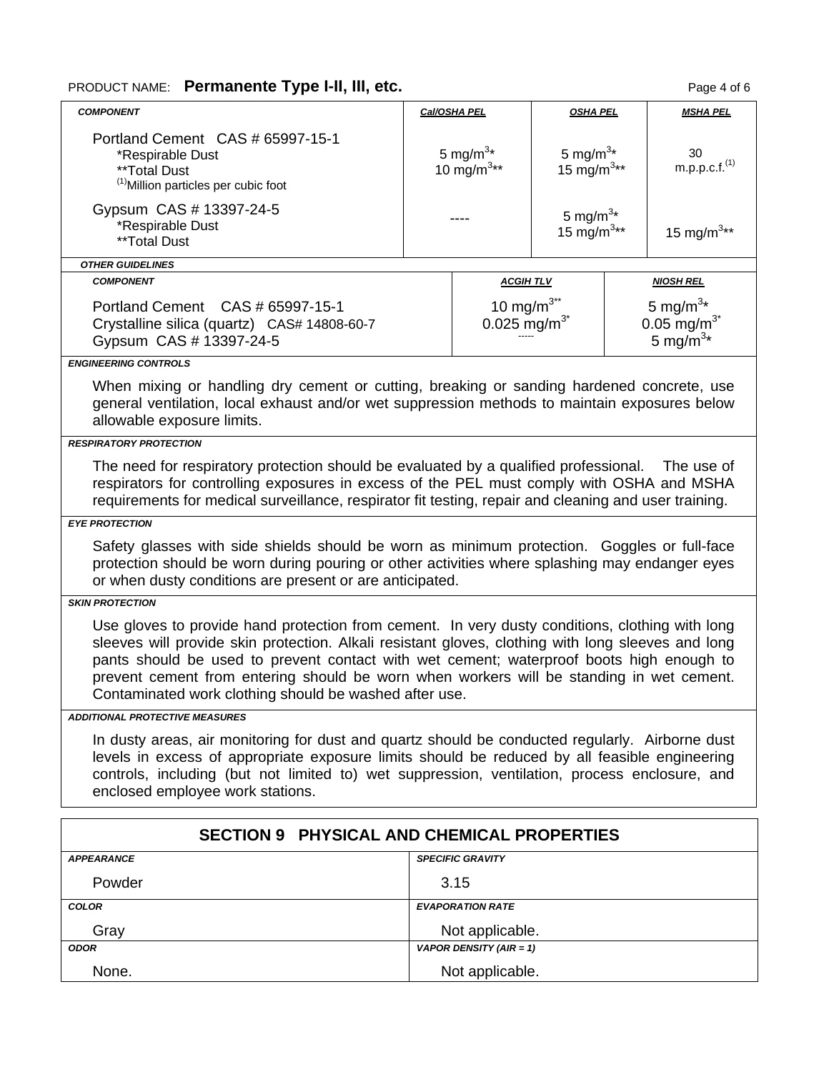PRODUCT NAME: **Permanente Type I-II, III, etc.**

| COMPONENT | Cal/OSHA PEL | OSHA PEL | MSHA PEL |
|---|---|---|---|
| Portland Cement CAS # 65997-15-1<br>*Respirable Dust<br>**Total Dust<br>(1)Million particles per cubic foot | 5 $mg/m^3$*<br>10 $mg/m^3$** | 5 $mg/m^3$*<br>15 $mg/m^3$** | 30 m.p.p.c.f.(1) |
| Gypsum CAS # 13397-24-5<br>*Respirable Dust<br>**Total Dust | ---- | 5 $mg/m^3$*<br>15 $mg/m^3$** | 15 $mg/m^3$** |

***OTHER GUIDELINES***

| COMPONENT | ACGIH TLV | NIOSH REL |
|---|---|---|
| Portland Cement CAS # 65997-15-1 | 10 $mg/m^3$** | 5 $mg/m^3$* |
| Crystalline silica (quartz) CAS# 14808-60-7 | 0.025 $mg/m^3$* | 0.05 $mg/m^3$* |
| Gypsum CAS # 13397-24-5 | ----- | 5 $mg/m^3$* |

***ENGINEERING CONTROLS***

When mixing or handling dry cement or cutting, breaking or sanding hardened concrete, use general ventilation, local exhaust and/or wet suppression methods to maintain exposures below allowable exposure limits.

***RESPIRATORY PROTECTION***

The need for respiratory protection should be evaluated by a qualified professional. The use of respirators for controlling exposures in excess of the PEL must comply with OSHA and MSHA requirements for medical surveillance, respirator fit testing, repair and cleaning and user training.

***EYE PROTECTION***

Safety glasses with side shields should be worn as minimum protection. Goggles or full-face protection should be worn during pouring or other activities where splashing may endanger eyes or when dusty conditions are present or are anticipated.

***SKIN PROTECTION***

Use gloves to provide hand protection from cement. In very dusty conditions, clothing with long sleeves will provide skin protection. Alkali resistant gloves, clothing with long sleeves and long pants should be used to prevent contact with wet cement; waterproof boots high enough to prevent cement from entering should be worn when workers will be standing in wet cement. Contaminated work clothing should be washed after use.

***ADDITIONAL PROTECTIVE MEASURES***

In dusty areas, air monitoring for dust and quartz should be conducted regularly. Airborne dust levels in excess of appropriate exposure limits should be reduced by all feasible engineering controls, including (but not limited to) wet suppression, ventilation, process enclosure, and enclosed employee work stations.

## SECTION 9 PHYSICAL AND CHEMICAL PROPERTIES

| APPEARANCE | SPECIFIC GRAVITY |
|---|---|
| Powder | 3.15 |
| **COLOR** | **EVAPORATION RATE** |
| Gray | Not applicable. |
| **ODOR** | **VAPOR DENSITY (AIR = 1)** |
| None. | Not applicable. |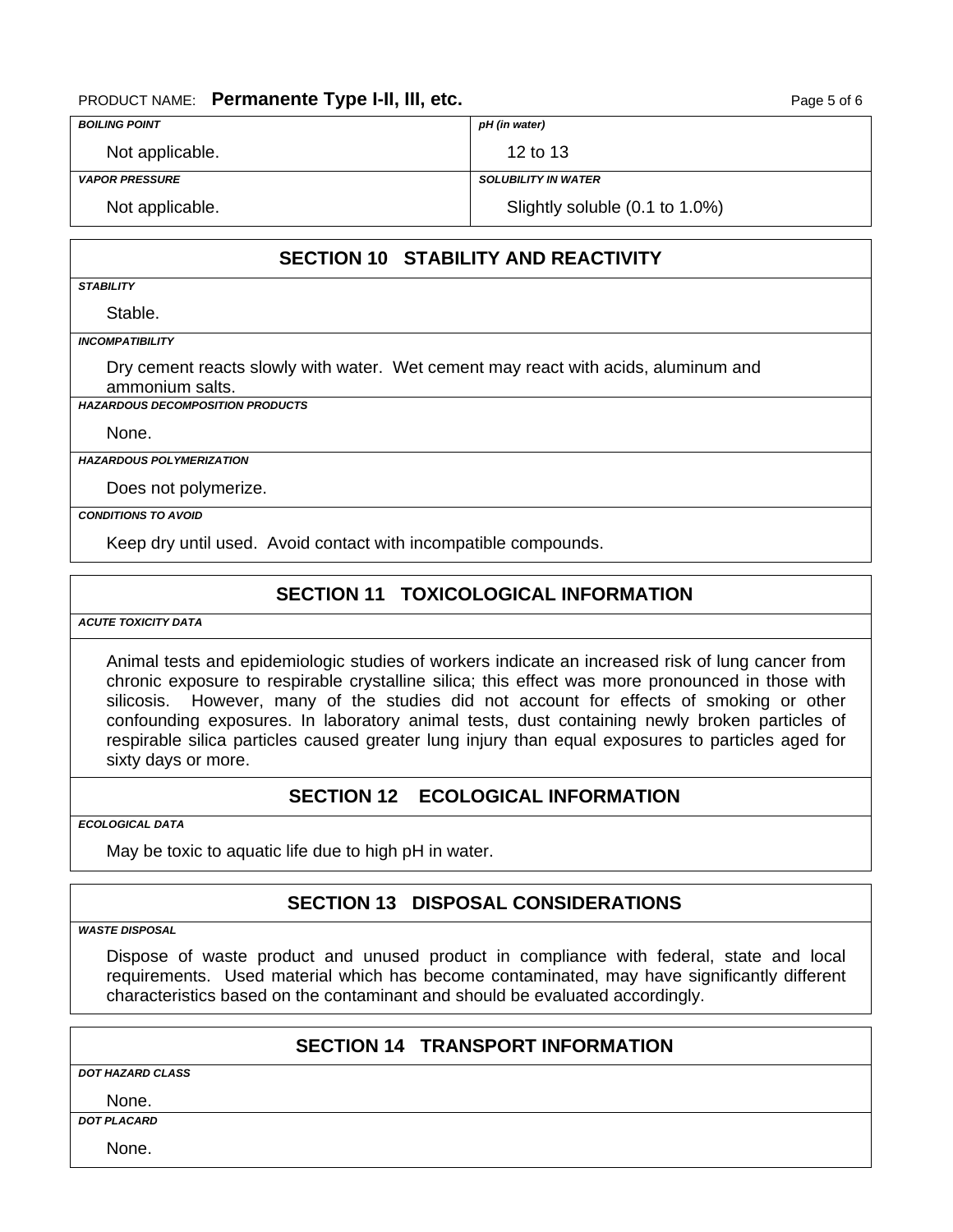| BOILING POINT | pH (in water) |
|---|---|
| Not applicable. | 12 to 13 |
| **VAPOR PRESSURE** | **SOLUBILITY IN WATER** |
| Not applicable. | Slightly soluble (0.1 to 1.0%) |

## SECTION 10 STABILITY AND REACTIVITY

***STABILITY***

Stable.

***INCOMPATIBILITY***

Dry cement reacts slowly with water. Wet cement may react with acids, aluminum and ammonium salts.

***HAZARDOUS DECOMPOSITION PRODUCTS***

None.

***HAZARDOUS POLYMERIZATION***

Does not polymerize.

***CONDITIONS TO AVOID***

Keep dry until used. Avoid contact with incompatible compounds.

## SECTION 11 TOXICOLOGICAL INFORMATION

***ACUTE TOXICITY DATA***

Animal tests and epidemiologic studies of workers indicate an increased risk of lung cancer from chronic exposure to respirable crystalline silica; this effect was more pronounced in those with silicosis. However, many of the studies did not account for effects of smoking or other confounding exposures. In laboratory animal tests, dust containing newly broken particles of respirable silica particles caused greater lung injury than equal exposures to particles aged for sixty days or more.

## SECTION 12 ECOLOGICAL INFORMATION

***ECOLOGICAL DATA***

May be toxic to aquatic life due to high pH in water.

## SECTION 13 DISPOSAL CONSIDERATIONS

***WASTE DISPOSAL***

Dispose of waste product and unused product in compliance with federal, state and local requirements. Used material which has become contaminated, may have significantly different characteristics based on the contaminant and should be evaluated accordingly.

## SECTION 14 TRANSPORT INFORMATION

***DOT HAZARD CLASS***

None.

***DOT PLACARD***

None.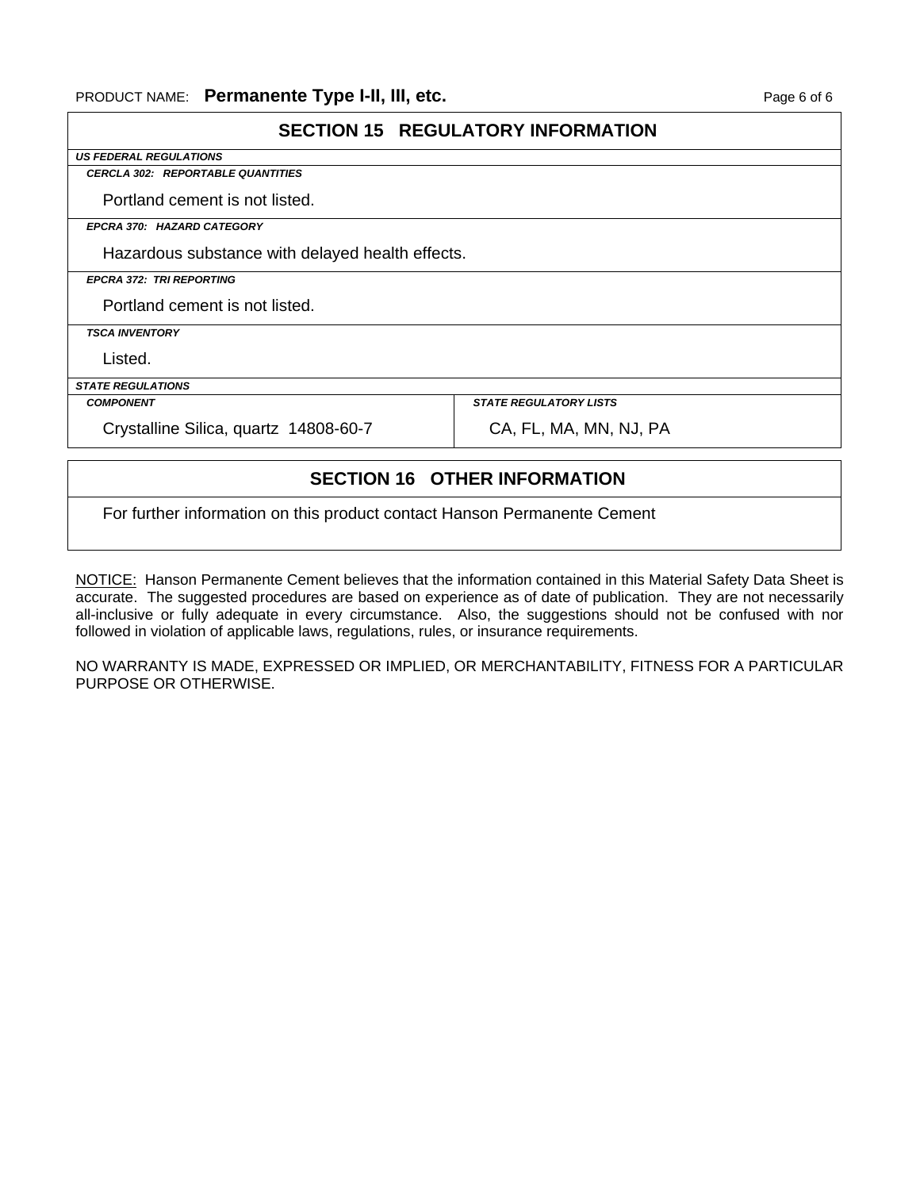## SECTION 15 REGULATORY INFORMATION

***US FEDERAL REGULATIONS***

***CERCLA 302: REPORTABLE QUANTITIES***

Portland cement is not listed.

***EPCRA 370: HAZARD CATEGORY***

Hazardous substance with delayed health effects.

***EPCRA 372: TRI REPORTING***

Portland cement is not listed.

***TSCA INVENTORY***

Listed.

***STATE REGULATIONS***

| *COMPONENT* | *STATE REGULATORY LISTS* |
|---|---|
| Crystalline Silica, quartz 14808-60-7 | CA, FL, MA, MN, NJ, PA |

## SECTION 16 OTHER INFORMATION

For further information on this product contact Hanson Permanente Cement

NOTICE: Hanson Permanente Cement believes that the information contained in this Material Safety Data Sheet is accurate. The suggested procedures are based on experience as of date of publication. They are not necessarily all-inclusive or fully adequate in every circumstance. Also, the suggestions should not be confused with nor followed in violation of applicable laws, regulations, rules, or insurance requirements.

NO WARRANTY IS MADE, EXPRESSED OR IMPLIED, OR MERCHANTABILITY, FITNESS FOR A PARTICULAR PURPOSE OR OTHERWISE.